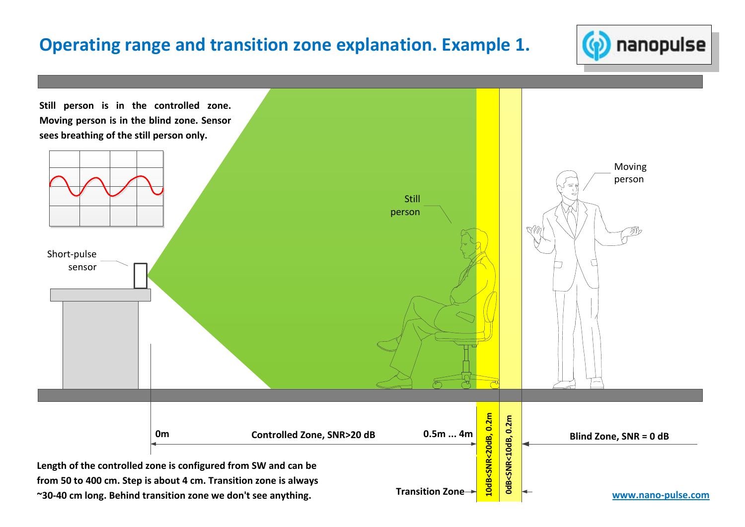# Operating range and transition zone explanation. Example 1.

**Still person is in the controlled zone. Moving person is in the blind zone. Sensor sees breathing of the still person only.**

Short-pulse sensor

Still person

Moving person

0m — Controlled Zone, SNR>20 dB — 0.5m ... 4m

10dB<SNR<20dB, 0.2m

0dB<SNR<10dB, 0.2m

Blind Zone, SNR = 0 dB

Transition Zone

**Length of the controlled zone is configured from SW and can be from 50 to 400 cm. Step is about 4 cm. Transition zone is always ~30-40 cm long. Behind transition zone we don't see anything.**

www.nano-pulse.com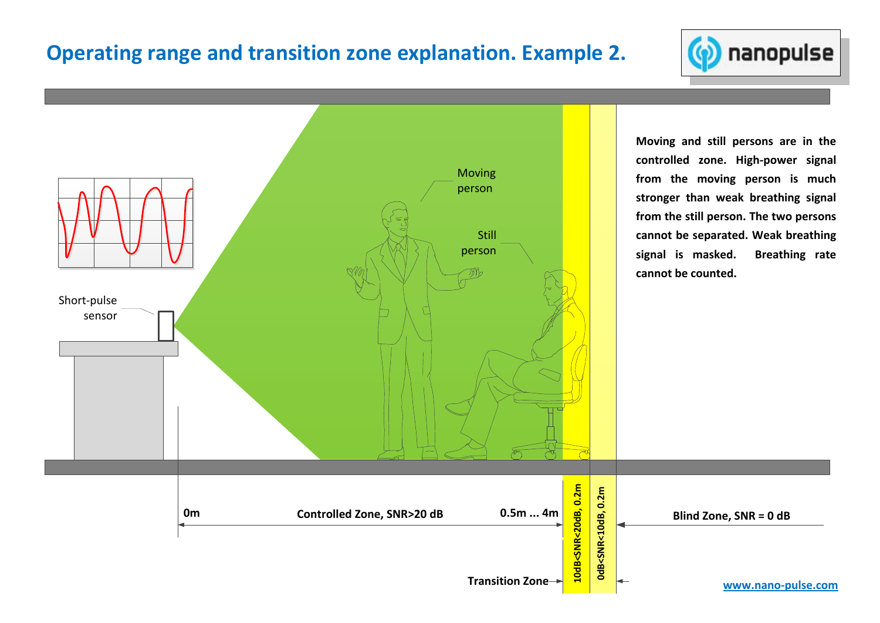# Operating range and transition zone explanation. Example 2.

Moving person

Still person

Short-pulse sensor

0m

Controlled Zone, SNR>20 dB

0.5m ... 4m

10dB<SNR<20dB, 0.2m

0dB<SNR<10dB, 0.2m

Transition Zone

Blind Zone, SNR = 0 dB

**Moving and still persons are in the controlled zone. High-power signal from the moving person is much stronger than weak breathing signal from the still person. The two persons cannot be separated. Weak breathing signal is masked. Breathing rate cannot be counted.**

www.nano-pulse.com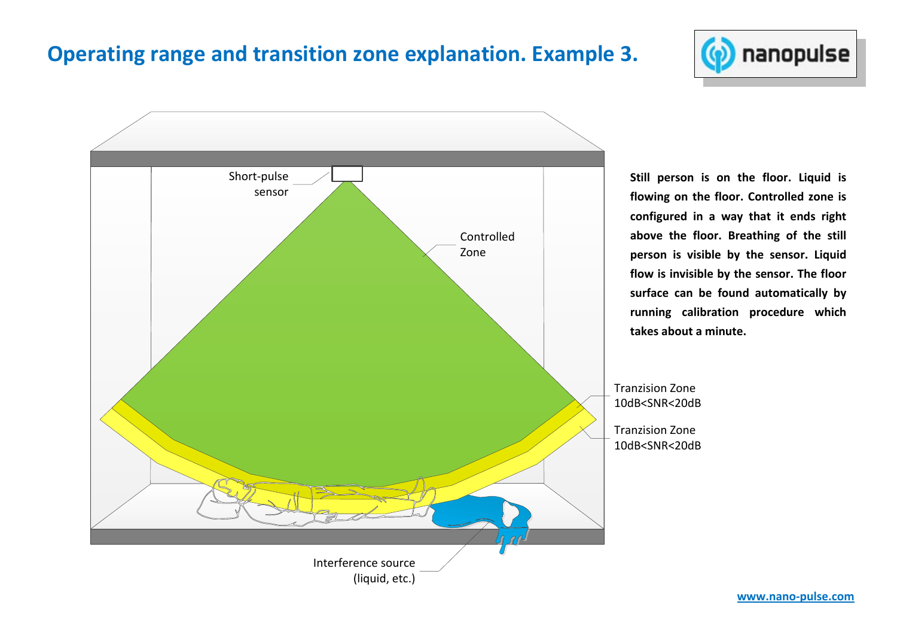# Operating range and transition zone explanation. Example 3.

Short-pulse sensor

Controlled Zone

Tranzision Zone 10dB<SNR<20dB

Tranzision Zone 10dB<SNR<20dB

Interference source (liquid, etc.)

**Still person is on the floor. Liquid is flowing on the floor. Controlled zone is configured in a way that it ends right above the floor. Breathing of the still person is visible by the sensor. Liquid flow is invisible by the sensor. The floor surface can be found automatically by running calibration procedure which takes about a minute.**

www.nano-pulse.com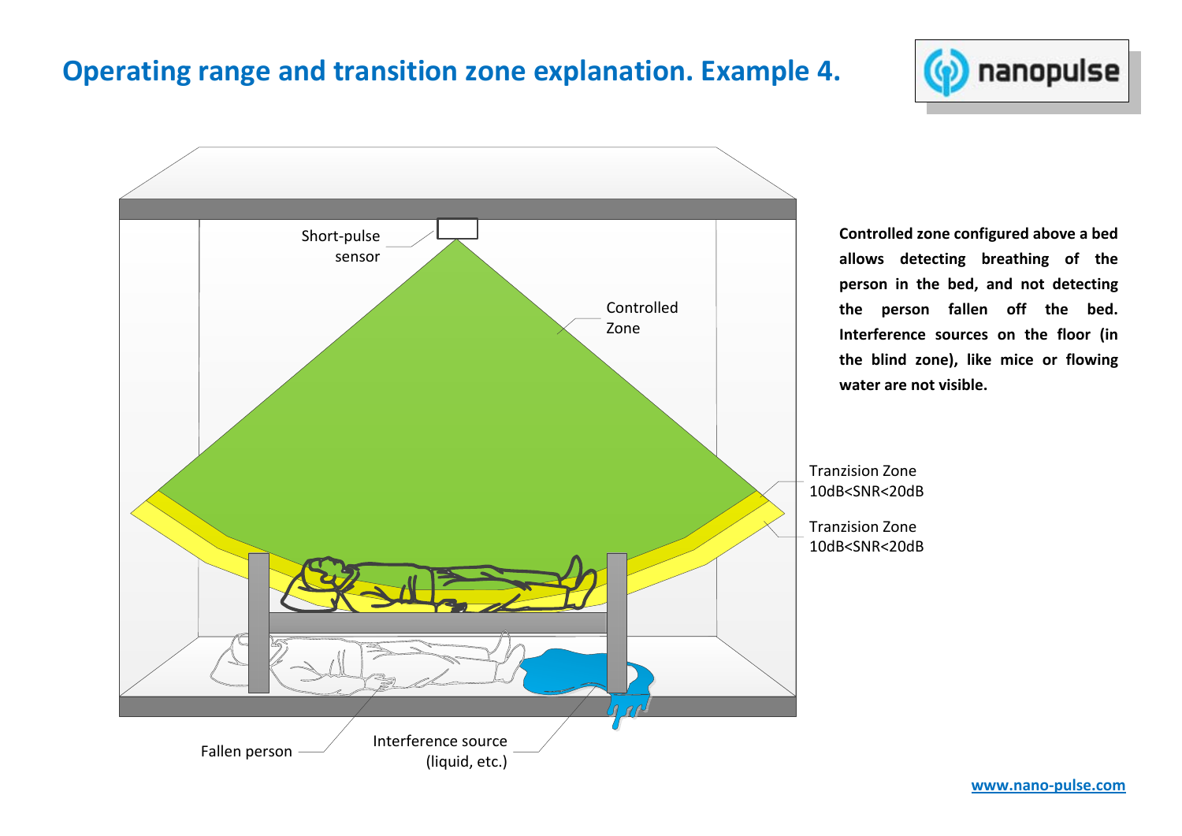# Operating range and transition zone explanation. Example 4.

Short-pulse sensor

Controlled Zone

Tranzision Zone 10dB<SNR<20dB

Tranzision Zone 10dB<SNR<20dB

Fallen person

Interference source (liquid, etc.)

**Controlled zone configured above a bed allows detecting breathing of the person in the bed, and not detecting the person fallen off the bed. Interference sources on the floor (in the blind zone), like mice or flowing water are not visible.**

www.nano-pulse.com